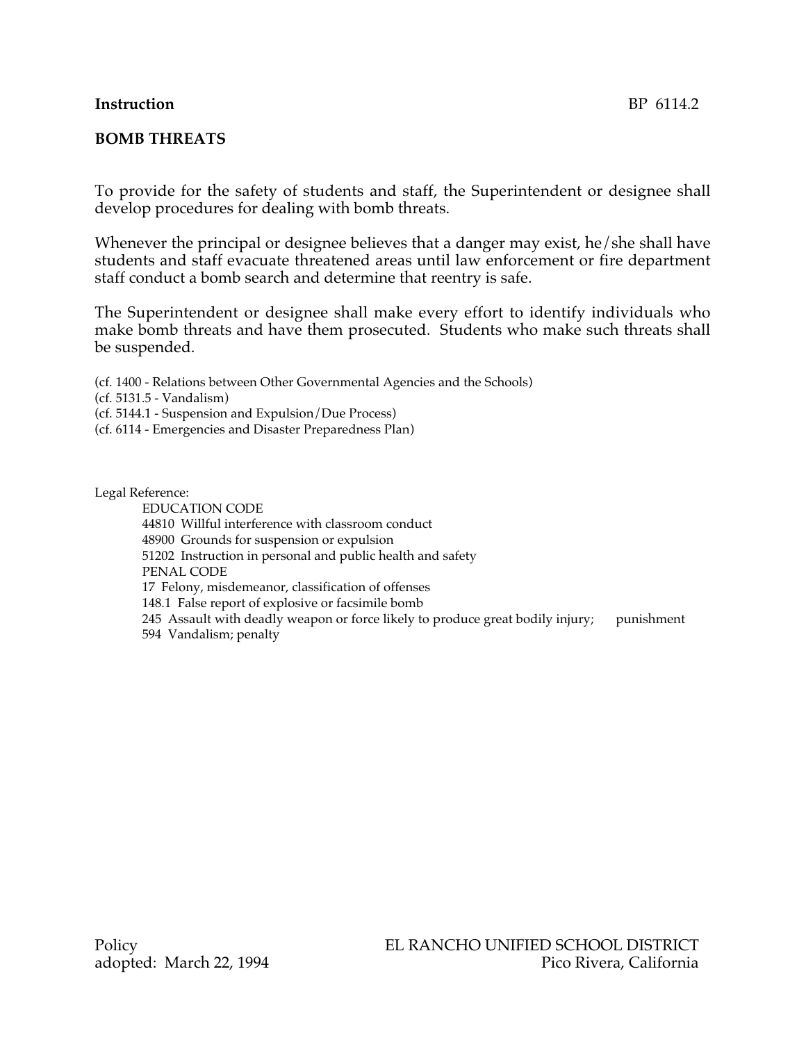**Instruction** BP 6114.2

## BOMB THREATS

To provide for the safety of students and staff, the Superintendent or designee shall develop procedures for dealing with bomb threats.

Whenever the principal or designee believes that a danger may exist, he/she shall have students and staff evacuate threatened areas until law enforcement or fire department staff conduct a bomb search and determine that reentry is safe.

The Superintendent or designee shall make every effort to identify individuals who make bomb threats and have them prosecuted. Students who make such threats shall be suspended.

(cf. 1400 - Relations between Other Governmental Agencies and the Schools)
(cf. 5131.5 - Vandalism)
(cf. 5144.1 - Suspension and Expulsion/Due Process)
(cf. 6114 - Emergencies and Disaster Preparedness Plan)

Legal Reference:

EDUCATION CODE
44810 Willful interference with classroom conduct
48900 Grounds for suspension or expulsion
51202 Instruction in personal and public health and safety
PENAL CODE
17 Felony, misdemeanor, classification of offenses
148.1 False report of explosive or facsimile bomb
245 Assault with deadly weapon or force likely to produce great bodily injury; punishment
594 Vandalism; penalty

Policy
adopted: March 22, 1994

EL RANCHO UNIFIED SCHOOL DISTRICT
Pico Rivera, California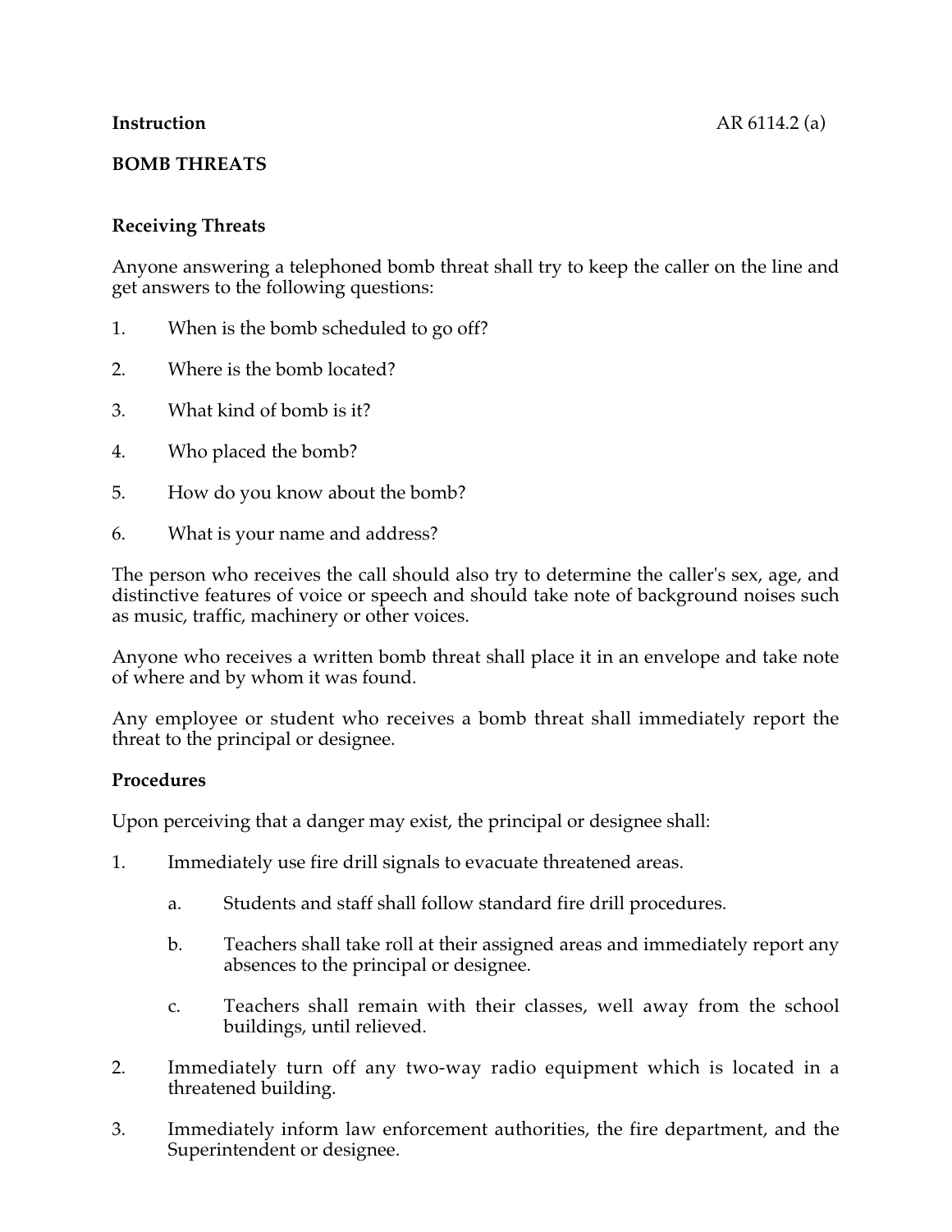**Instruction** AR 6114.2 (a)

**BOMB THREATS**

**Receiving Threats**

Anyone answering a telephoned bomb threat shall try to keep the caller on the line and get answers to the following questions:

1. When is the bomb scheduled to go off?

2. Where is the bomb located?

3. What kind of bomb is it?

4. Who placed the bomb?

5. How do you know about the bomb?

6. What is your name and address?

The person who receives the call should also try to determine the caller's sex, age, and distinctive features of voice or speech and should take note of background noises such as music, traffic, machinery or other voices.

Anyone who receives a written bomb threat shall place it in an envelope and take note of where and by whom it was found.

Any employee or student who receives a bomb threat shall immediately report the threat to the principal or designee.

**Procedures**

Upon perceiving that a danger may exist, the principal or designee shall:

1. Immediately use fire drill signals to evacuate threatened areas.

    a. Students and staff shall follow standard fire drill procedures.

    b. Teachers shall take roll at their assigned areas and immediately report any absences to the principal or designee.

    c. Teachers shall remain with their classes, well away from the school buildings, until relieved.

2. Immediately turn off any two-way radio equipment which is located in a threatened building.

3. Immediately inform law enforcement authorities, the fire department, and the Superintendent or designee.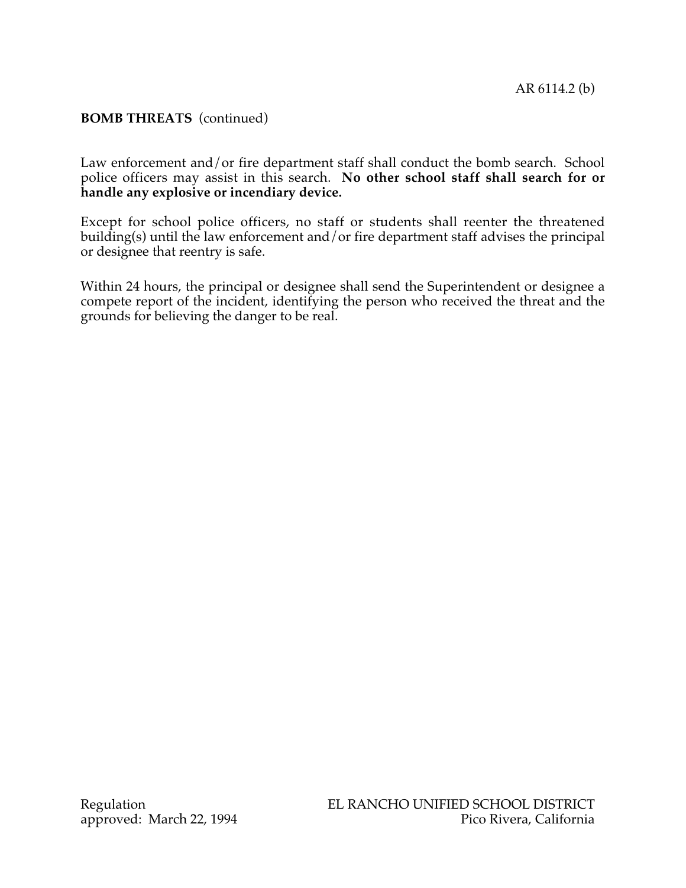**BOMB THREATS** (continued)

Law enforcement and/or fire department staff shall conduct the bomb search. School police officers may assist in this search. **No other school staff shall search for or handle any explosive or incendiary device.**

Except for school police officers, no staff or students shall reenter the threatened building(s) until the law enforcement and/or fire department staff advises the principal or designee that reentry is safe.

Within 24 hours, the principal or designee shall send the Superintendent or designee a compete report of the incident, identifying the person who received the threat and the grounds for believing the danger to be real.

Regulation
approved: March 22, 1994

EL RANCHO UNIFIED SCHOOL DISTRICT
Pico Rivera, California